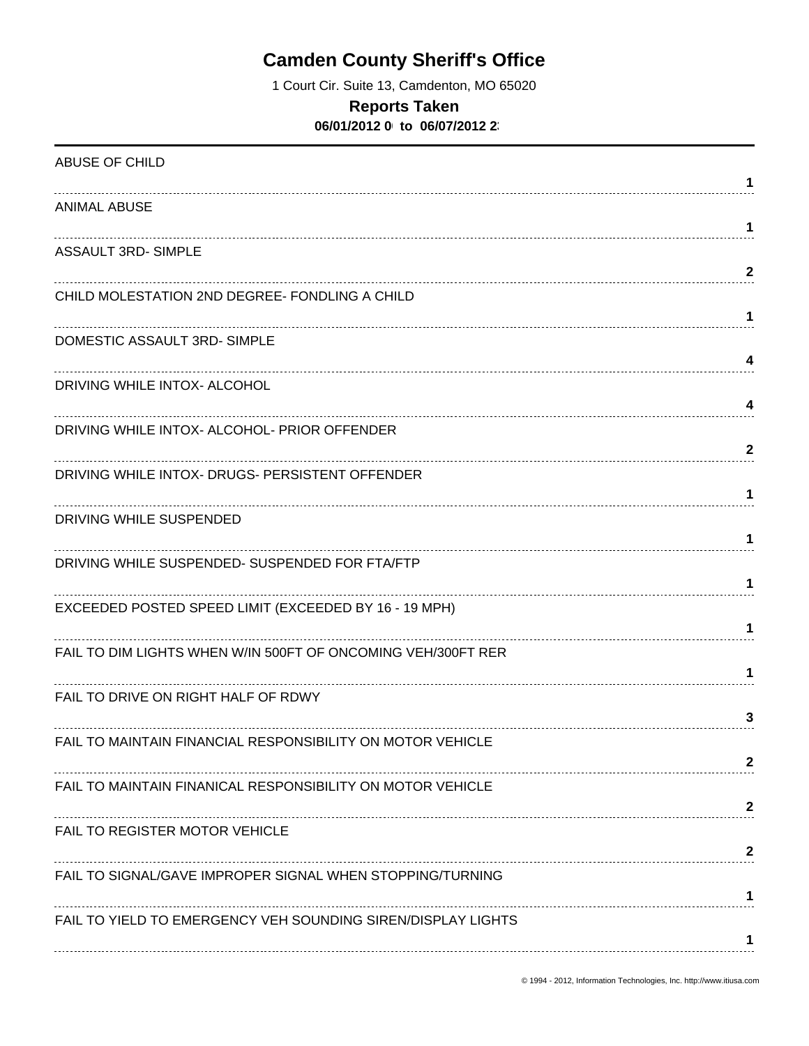# Camden County Sheriff's Office

1 Court Cir. Suite 13, Camdenton, MO 65020

**Reports Taken**

**06/01/2012 0 to 06/07/2012 2**

| Offense | Count |
|---|---|
| ABUSE OF CHILD | 1 |
| ANIMAL ABUSE | 1 |
| ASSAULT 3RD- SIMPLE | 2 |
| CHILD MOLESTATION 2ND DEGREE- FONDLING A CHILD | 1 |
| DOMESTIC ASSAULT 3RD- SIMPLE | 4 |
| DRIVING WHILE INTOX- ALCOHOL | 4 |
| DRIVING WHILE INTOX- ALCOHOL- PRIOR OFFENDER | 2 |
| DRIVING WHILE INTOX- DRUGS- PERSISTENT OFFENDER | 1 |
| DRIVING WHILE SUSPENDED | 1 |
| DRIVING WHILE SUSPENDED- SUSPENDED FOR FTA/FTP | 1 |
| EXCEEDED POSTED SPEED LIMIT (EXCEEDED BY 16 - 19 MPH) | 1 |
| FAIL TO DIM LIGHTS WHEN W/IN 500FT OF ONCOMING VEH/300FT RER | 1 |
| FAIL TO DRIVE ON RIGHT HALF OF RDWY | 3 |
| FAIL TO MAINTAIN FINANCIAL RESPONSIBILITY ON MOTOR VEHICLE | 2 |
| FAIL TO MAINTAIN FINANICAL RESPONSIBILITY ON MOTOR VEHICLE | 2 |
| FAIL TO REGISTER MOTOR VEHICLE | 2 |
| FAIL TO SIGNAL/GAVE IMPROPER SIGNAL WHEN STOPPING/TURNING | 1 |
| FAIL TO YIELD TO EMERGENCY VEH SOUNDING SIREN/DISPLAY LIGHTS | 1 |

© 1994 - 2012, Information Technologies, Inc. http://www.itiusa.com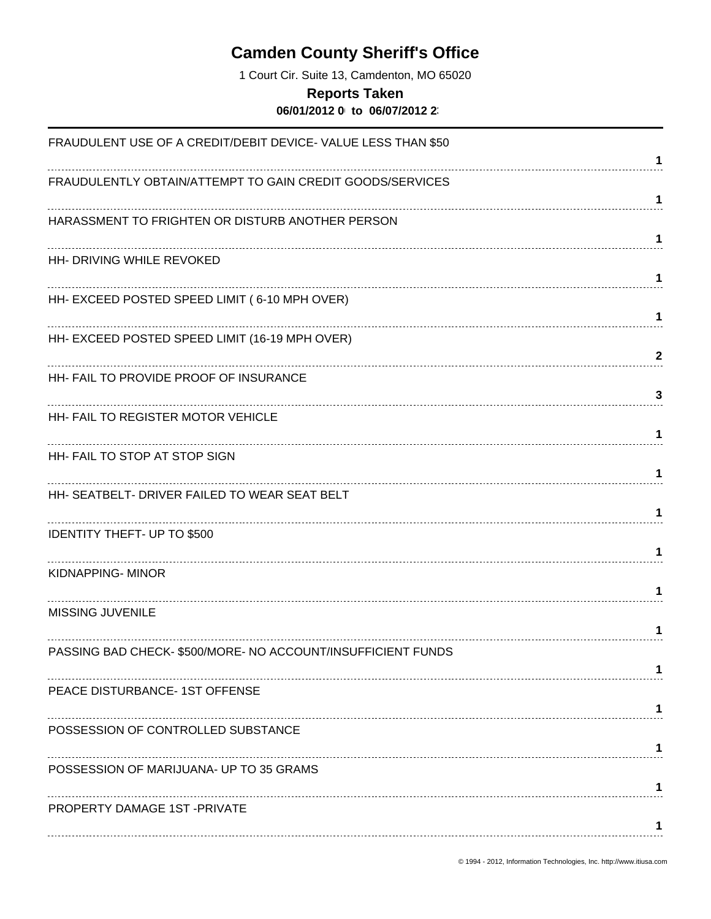# Camden County Sheriff's Office

1 Court Cir. Suite 13, Camdenton, MO 65020

**Reports Taken**

**06/01/2012 0 to 06/07/2012 2**

| Offense | Count |
|---|---|
| FRAUDULENT USE OF A CREDIT/DEBIT DEVICE- VALUE LESS THAN $50 | 1 |
| FRAUDULENTLY OBTAIN/ATTEMPT TO GAIN CREDIT GOODS/SERVICES | 1 |
| HARASSMENT TO FRIGHTEN OR DISTURB ANOTHER PERSON | 1 |
| HH- DRIVING WHILE REVOKED | 1 |
| HH- EXCEED POSTED SPEED LIMIT ( 6-10 MPH OVER) | 1 |
| HH- EXCEED POSTED SPEED LIMIT (16-19 MPH OVER) | 2 |
| HH- FAIL TO PROVIDE PROOF OF INSURANCE | 3 |
| HH- FAIL TO REGISTER MOTOR VEHICLE | 1 |
| HH- FAIL TO STOP AT STOP SIGN | 1 |
| HH- SEATBELT- DRIVER FAILED TO WEAR SEAT BELT | 1 |
| IDENTITY THEFT- UP TO $500 | 1 |
| KIDNAPPING- MINOR | 1 |
| MISSING JUVENILE | 1 |
| PASSING BAD CHECK- $500/MORE- NO ACCOUNT/INSUFFICIENT FUNDS | 1 |
| PEACE DISTURBANCE- 1ST OFFENSE | 1 |
| POSSESSION OF CONTROLLED SUBSTANCE | 1 |
| POSSESSION OF MARIJUANA- UP TO 35 GRAMS | 1 |
| PROPERTY DAMAGE 1ST -PRIVATE | 1 |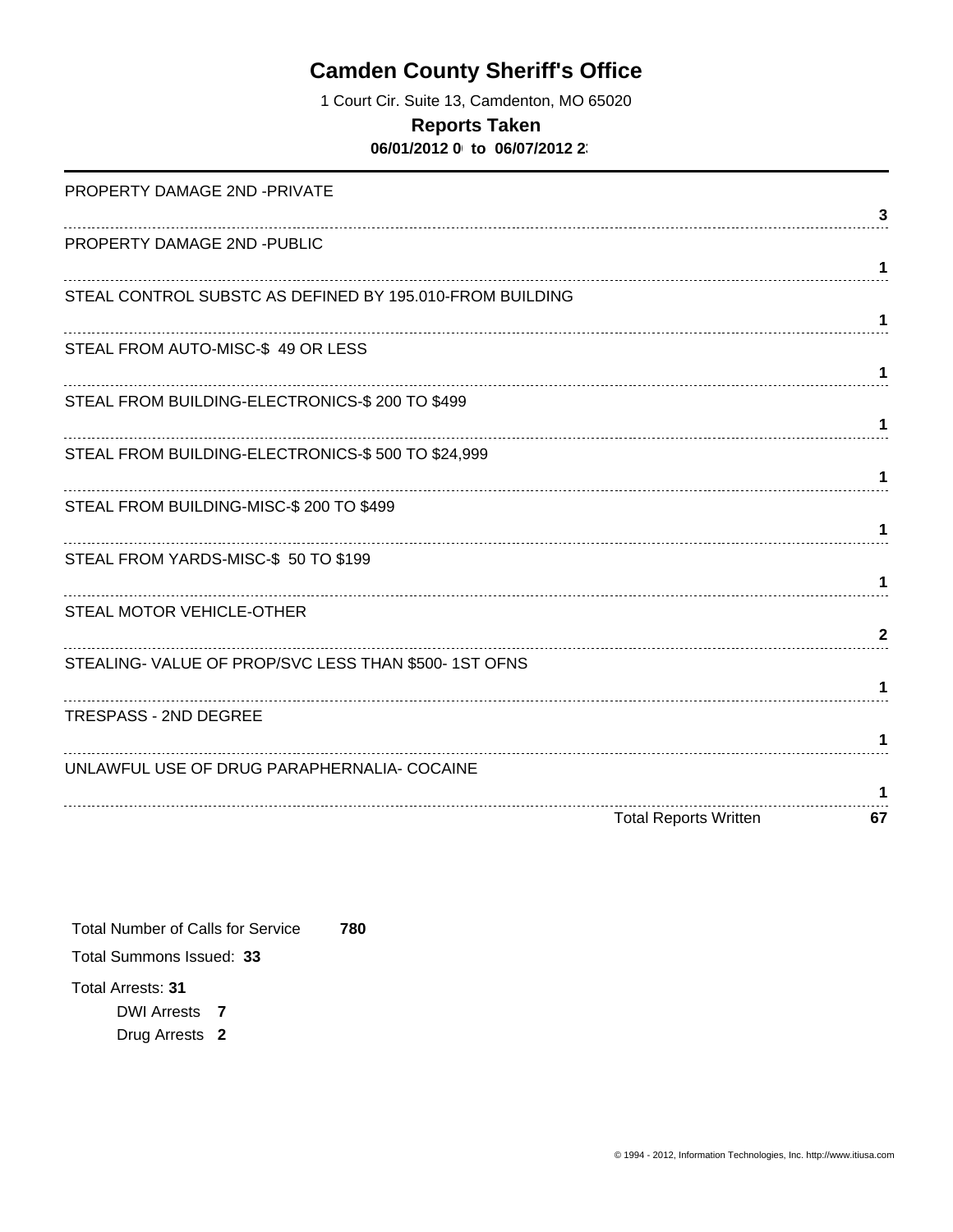# Camden County Sheriff's Office

1 Court Cir. Suite 13, Camdenton, MO 65020

## Reports Taken

**06/01/2012 0 to 06/07/2012 2**

| | |
|---|---|
| PROPERTY DAMAGE 2ND -PRIVATE | 3 |
| PROPERTY DAMAGE 2ND -PUBLIC | 1 |
| STEAL CONTROL SUBSTC AS DEFINED BY 195.010-FROM BUILDING | 1 |
| STEAL FROM AUTO-MISC-$ 49 OR LESS | 1 |
| STEAL FROM BUILDING-ELECTRONICS-$ 200 TO $499 | 1 |
| STEAL FROM BUILDING-ELECTRONICS-$ 500 TO $24,999 | 1 |
| STEAL FROM BUILDING-MISC-$ 200 TO $499 | 1 |
| STEAL FROM YARDS-MISC-$ 50 TO $199 | 1 |
| STEAL MOTOR VEHICLE-OTHER | 2 |
| STEALING- VALUE OF PROP/SVC LESS THAN $500- 1ST OFNS | 1 |
| TRESPASS - 2ND DEGREE | 1 |
| UNLAWFUL USE OF DRUG PARAPHERNALIA- COCAINE | 1 |
| Total Reports Written | **67** |

Total Number of Calls for Service **780**

Total Summons Issued: **33**

Total Arrests: **31**

- DWI Arrests **7**
- Drug Arrests **2**

© 1994 - 2012, Information Technologies, Inc. http://www.itiusa.com